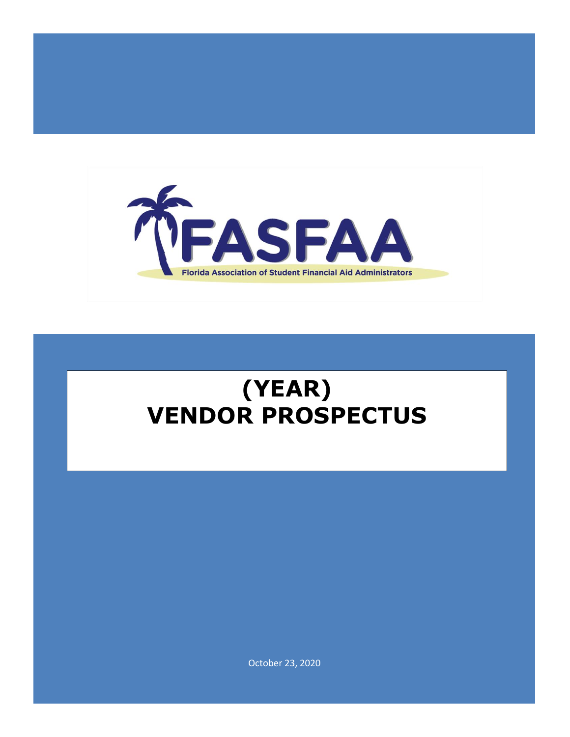FASFAA

Florida Association of Student Financial Aid Administrators

# (YEAR) VENDOR PROSPECTUS

October 23, 2020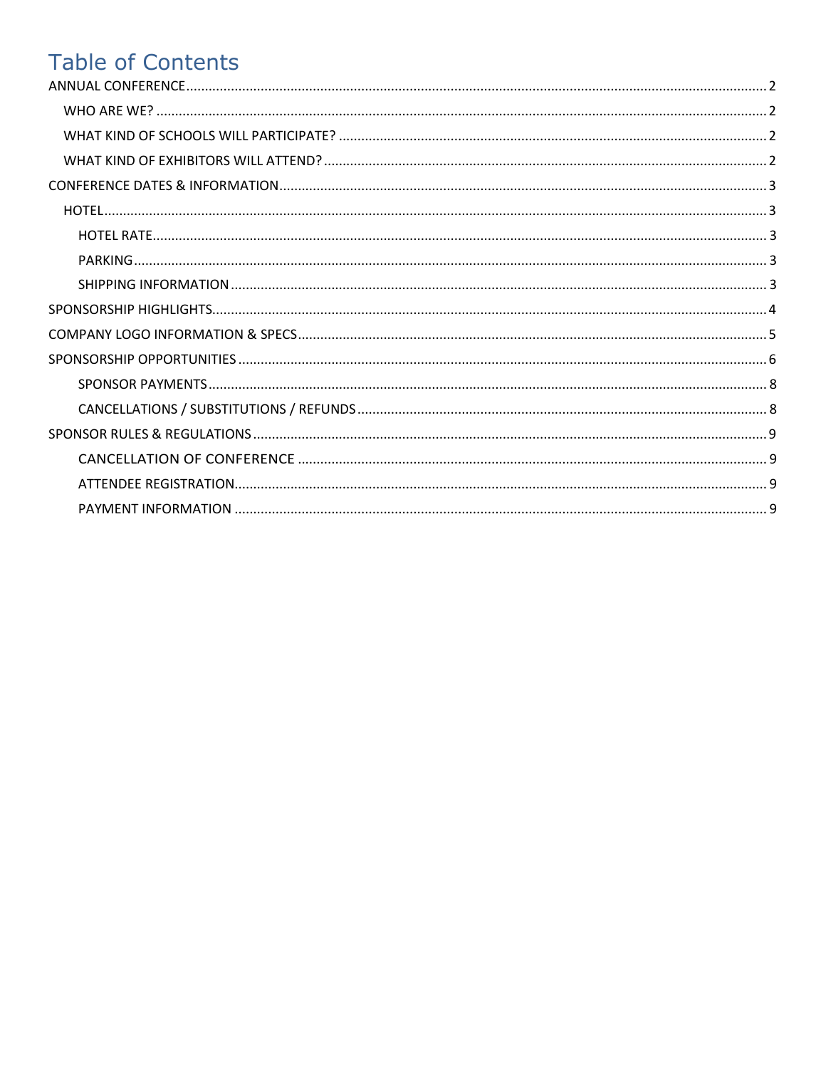# Table of Contents

- ANNUAL CONFERENCE ........ 2
  - WHO ARE WE? ........ 2
  - WHAT KIND OF SCHOOLS WILL PARTICIPATE? ........ 2
  - WHAT KIND OF EXHIBITORS WILL ATTEND? ........ 2
- CONFERENCE DATES & INFORMATION ........ 3
  - HOTEL ........ 3
    - HOTEL RATE ........ 3
    - PARKING ........ 3
    - SHIPPING INFORMATION ........ 3
- SPONSORSHIP HIGHLIGHTS ........ 4
- COMPANY LOGO INFORMATION & SPECS ........ 5
- SPONSORSHIP OPPORTUNITIES ........ 6
    - SPONSOR PAYMENTS ........ 8
    - CANCELLATIONS / SUBSTITUTIONS / REFUNDS ........ 8
- SPONSOR RULES & REGULATIONS ........ 9
    - CANCELLATION OF CONFERENCE ........ 9
    - ATTENDEE REGISTRATION ........ 9
    - PAYMENT INFORMATION ........ 9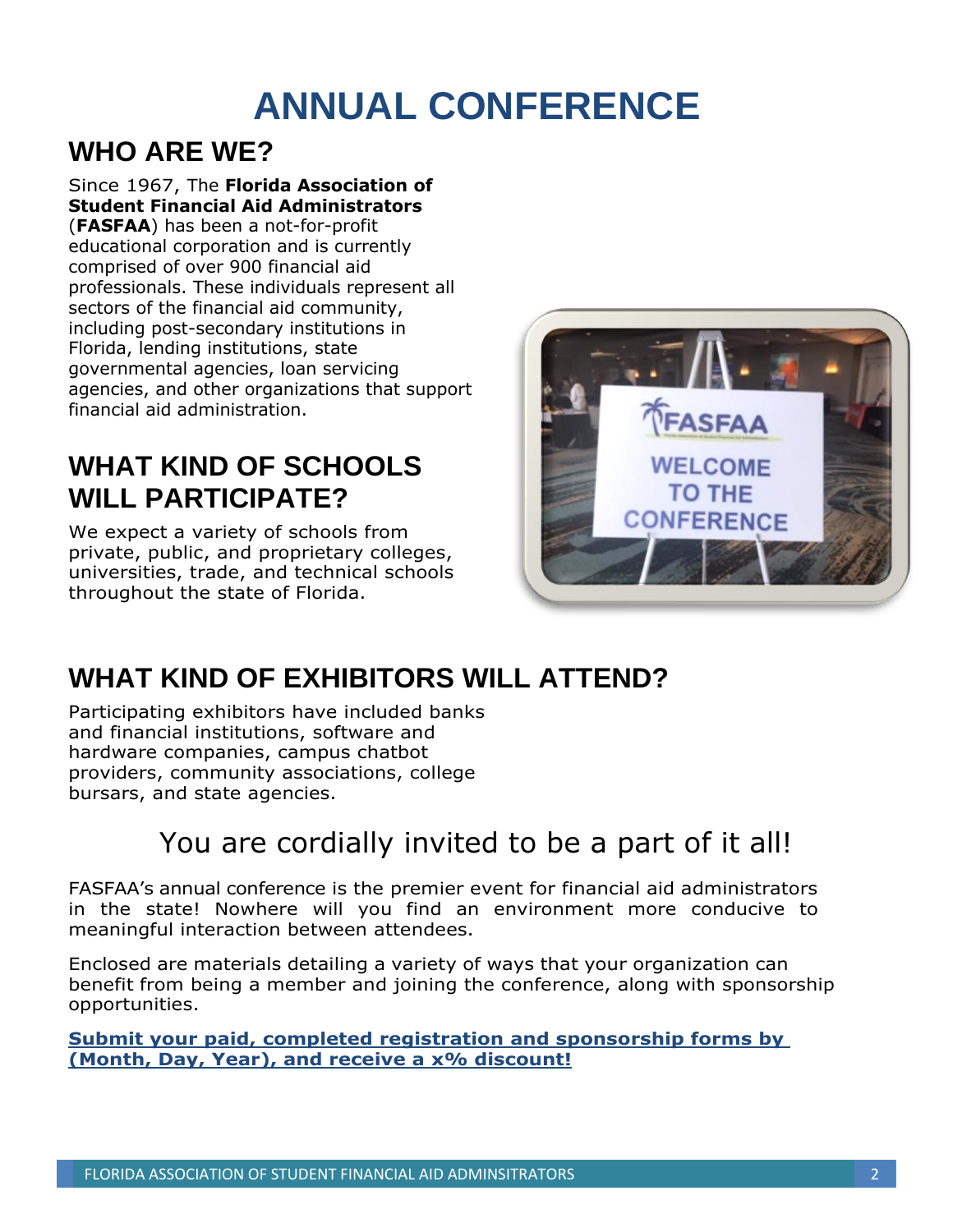# ANNUAL CONFERENCE

## WHO ARE WE?

Since 1967, The **Florida Association of Student Financial Aid Administrators** (**FASFAA**) has been a not-for-profit educational corporation and is currently comprised of over 900 financial aid professionals. These individuals represent all sectors of the financial aid community, including post-secondary institutions in Florida, lending institutions, state governmental agencies, loan servicing agencies, and other organizations that support financial aid administration.

## WHAT KIND OF SCHOOLS WILL PARTICIPATE?

We expect a variety of schools from private, public, and proprietary colleges, universities, trade, and technical schools throughout the state of Florida.

## WHAT KIND OF EXHIBITORS WILL ATTEND?

Participating exhibitors have included banks and financial institutions, software and hardware companies, campus chatbot providers, community associations, college bursars, and state agencies.

You are cordially invited to be a part of it all!

FASFAA's annual conference is the premier event for financial aid administrators in the state! Nowhere will you find an environment more conducive to meaningful interaction between attendees.

Enclosed are materials detailing a variety of ways that your organization can benefit from being a member and joining the conference, along with sponsorship opportunities.

**Submit your paid, completed registration and sponsorship forms by (Month, Day, Year), and receive a x% discount!**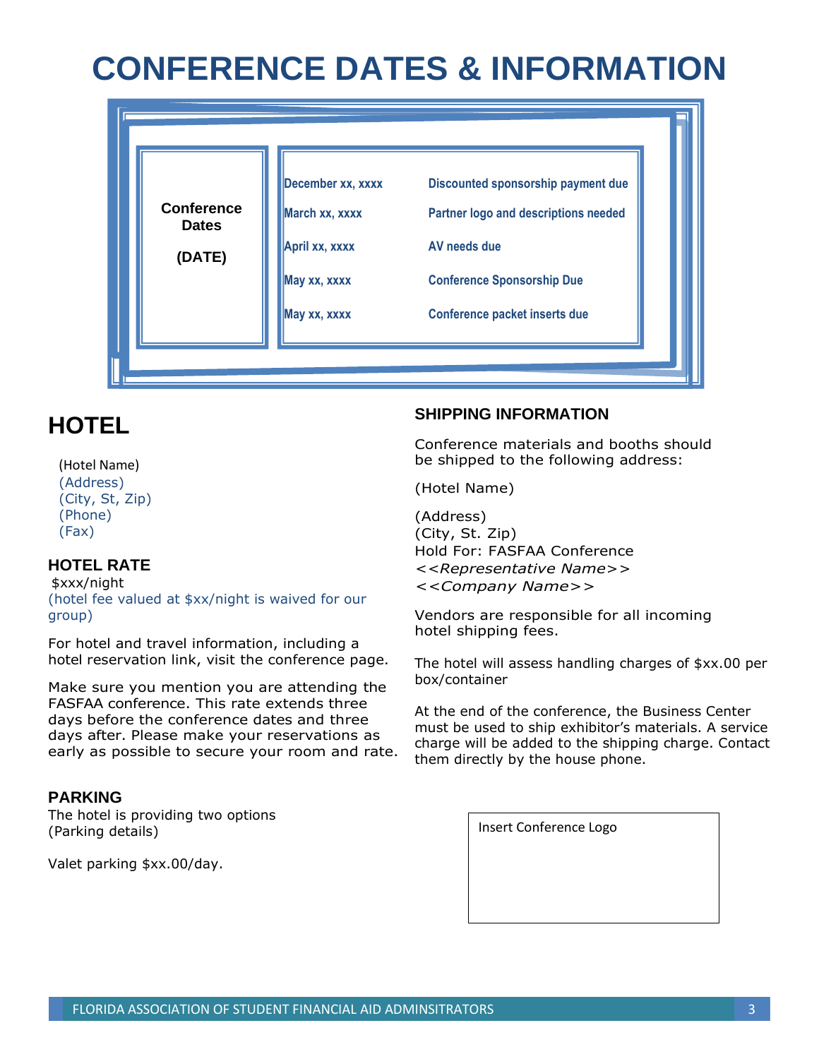# CONFERENCE DATES & INFORMATION

| Conference Dates (DATE) | | |
|---|---|---|
| | December xx, xxxx | Discounted sponsorship payment due |
| | March xx, xxxx | Partner logo and descriptions needed |
| | April xx, xxxx | AV needs due |
| | May xx, xxxx | Conference Sponsorship Due |
| | May xx, xxxx | Conference packet inserts due |

## HOTEL

(Hotel Name)
(Address)
(City, St, Zip)
(Phone)
(Fax)

### HOTEL RATE

$xxx/night
(hotel fee valued at $xx/night is waived for our group)

For hotel and travel information, including a hotel reservation link, visit the conference page.

Make sure you mention you are attending the FASFAA conference. This rate extends three days before the conference dates and three days after. Please make your reservations as early as possible to secure your room and rate.

### PARKING

The hotel is providing two options
(Parking details)

Valet parking $xx.00/day.

### SHIPPING INFORMATION

Conference materials and booths should be shipped to the following address:

(Hotel Name)

(Address)
(City, St. Zip)
Hold For: FASFAA Conference
*<<Representative Name>>*
*<<Company Name>>*

Vendors are responsible for all incoming hotel shipping fees.

The hotel will assess handling charges of $xx.00 per box/container

At the end of the conference, the Business Center must be used to ship exhibitor's materials. A service charge will be added to the shipping charge. Contact them directly by the house phone.

Insert Conference Logo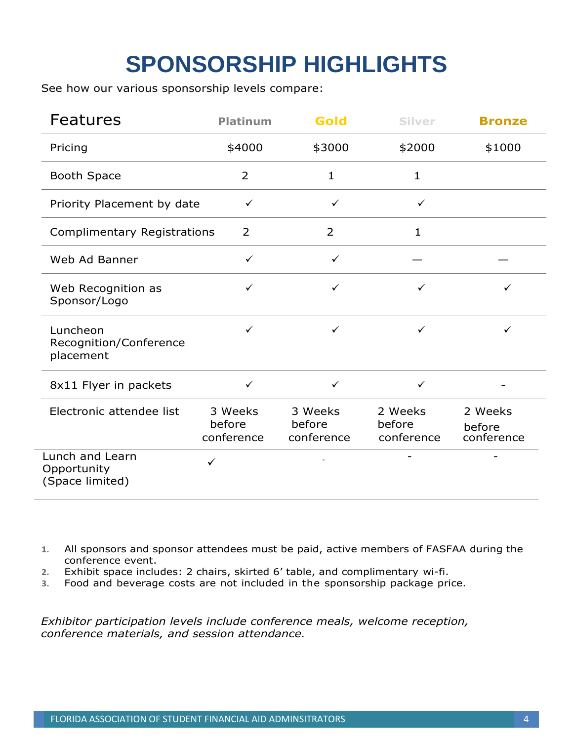# SPONSORSHIP HIGHLIGHTS

See how our various sponsorship levels compare:

| Features | Platinum | Gold | Silver | Bronze |
|---|---|---|---|---|
| Pricing | $4000 | $3000 | $2000 | $1000 |
| Booth Space | 2 | 1 | 1 | |
| Priority Placement by date | ✓ | ✓ | ✓ | |
| Complimentary Registrations | 2 | 2 | 1 | |
| Web Ad Banner | ✓ | ✓ | — | — |
| Web Recognition as Sponsor/Logo | ✓ | ✓ | ✓ | ✓ |
| Luncheon Recognition/Conference placement | ✓ | ✓ | ✓ | ✓ |
| 8x11 Flyer in packets | ✓ | ✓ | ✓ | - |
| Electronic attendee list | 3 Weeks before conference | 3 Weeks before conference | 2 Weeks before conference | 2 Weeks before conference |
| Lunch and Learn Opportunity (Space limited) | ✓ | - | - | - |

1. All sponsors and sponsor attendees must be paid, active members of FASFAA during the conference event.
2. Exhibit space includes: 2 chairs, skirted 6' table, and complimentary wi-fi.
3. Food and beverage costs are not included in the sponsorship package price.

*Exhibitor participation levels include conference meals, welcome reception, conference materials, and session attendance.*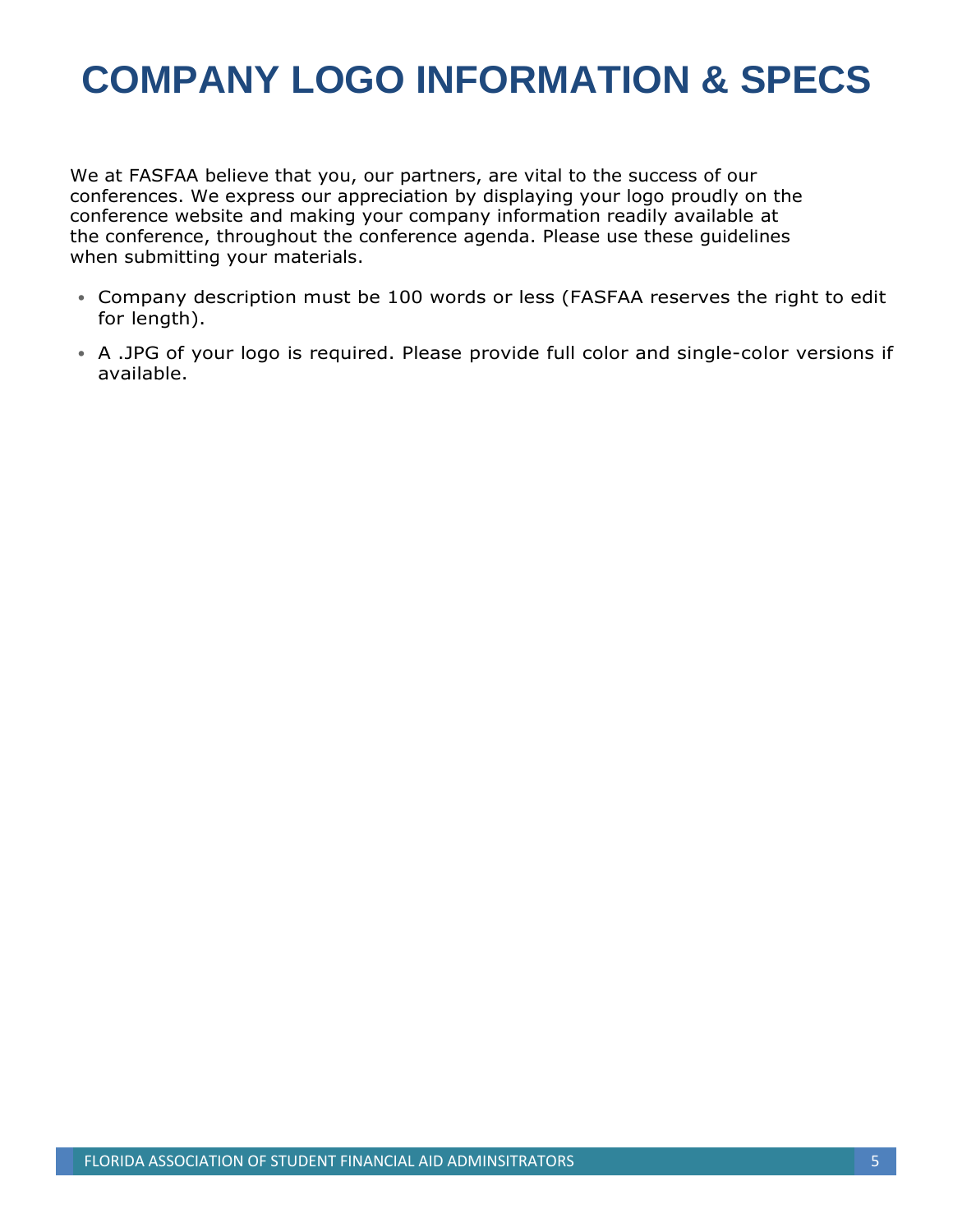# COMPANY LOGO INFORMATION & SPECS

We at FASFAA believe that you, our partners, are vital to the success of our conferences. We express our appreciation by displaying your logo proudly on the conference website and making your company information readily available at the conference, throughout the conference agenda. Please use these guidelines when submitting your materials.

- Company description must be 100 words or less (FASFAA reserves the right to edit for length).
- A .JPG of your logo is required. Please provide full color and single-color versions if available.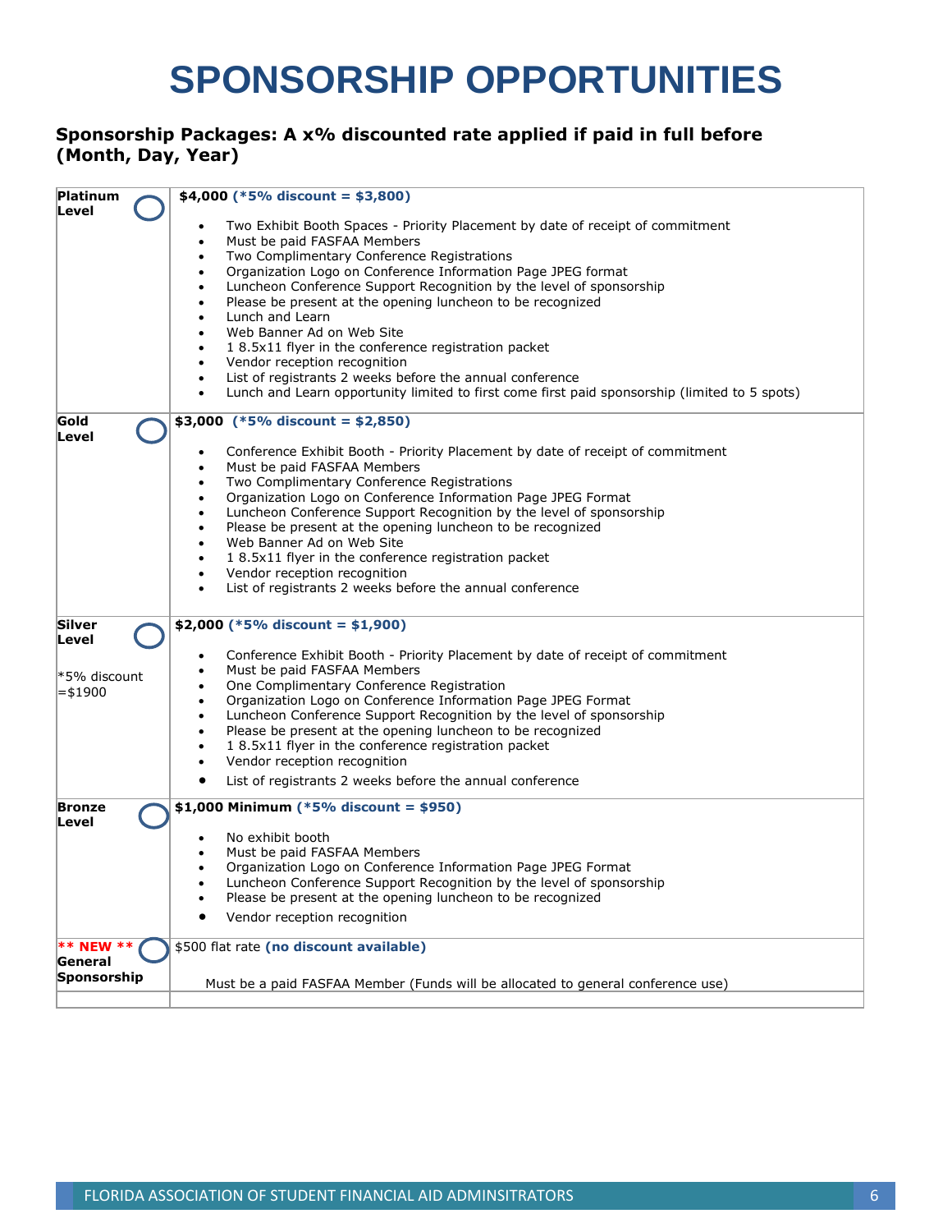# SPONSORSHIP OPPORTUNITIES

**Sponsorship Packages: A x% discounted rate applied if paid in full before (Month, Day, Year)**

| | |
|---|---|
| **Platinum Level** ◯ | **$4,000** **(*5% discount = $3,800)**<br>• Two Exhibit Booth Spaces - Priority Placement by date of receipt of commitment<br>• Must be paid FASFAA Members<br>• Two Complimentary Conference Registrations<br>• Organization Logo on Conference Information Page JPEG format<br>• Luncheon Conference Support Recognition by the level of sponsorship<br>• Please be present at the opening luncheon to be recognized<br>• Lunch and Learn<br>• Web Banner Ad on Web Site<br>• 1 8.5x11 flyer in the conference registration packet<br>• Vendor reception recognition<br>• List of registrants 2 weeks before the annual conference<br>• Lunch and Learn opportunity limited to first come first paid sponsorship (limited to 5 spots) |
| **Gold Level** ◯ | **$3,000** **(*5% discount = $2,850)**<br>• Conference Exhibit Booth - Priority Placement by date of receipt of commitment<br>• Must be paid FASFAA Members<br>• Two Complimentary Conference Registrations<br>• Organization Logo on Conference Information Page JPEG Format<br>• Luncheon Conference Support Recognition by the level of sponsorship<br>• Please be present at the opening luncheon to be recognized<br>• Web Banner Ad on Web Site<br>• 1 8.5x11 flyer in the conference registration packet<br>• Vendor reception recognition<br>• List of registrants 2 weeks before the annual conference |
| **Silver Level** ◯<br><br>*5% discount =$1900 | **$2,000** **(*5% discount = $1,900)**<br>• Conference Exhibit Booth - Priority Placement by date of receipt of commitment<br>• Must be paid FASFAA Members<br>• One Complimentary Conference Registration<br>• Organization Logo on Conference Information Page JPEG Format<br>• Luncheon Conference Support Recognition by the level of sponsorship<br>• Please be present at the opening luncheon to be recognized<br>• 1 8.5x11 flyer in the conference registration packet<br>• Vendor reception recognition<br>• List of registrants 2 weeks before the annual conference |
| **Bronze Level** ◯ | **$1,000 Minimum** **(*5% discount = $950)**<br>• No exhibit booth<br>• Must be paid FASFAA Members<br>• Organization Logo on Conference Information Page JPEG Format<br>• Luncheon Conference Support Recognition by the level of sponsorship<br>• Please be present at the opening luncheon to be recognized<br>• Vendor reception recognition |
| **\** NEW \*\*** ◯ **General Sponsorship** | $500 flat rate **(no discount available)**<br><br>Must be a paid FASFAA Member (Funds will be allocated to general conference use) |
| | |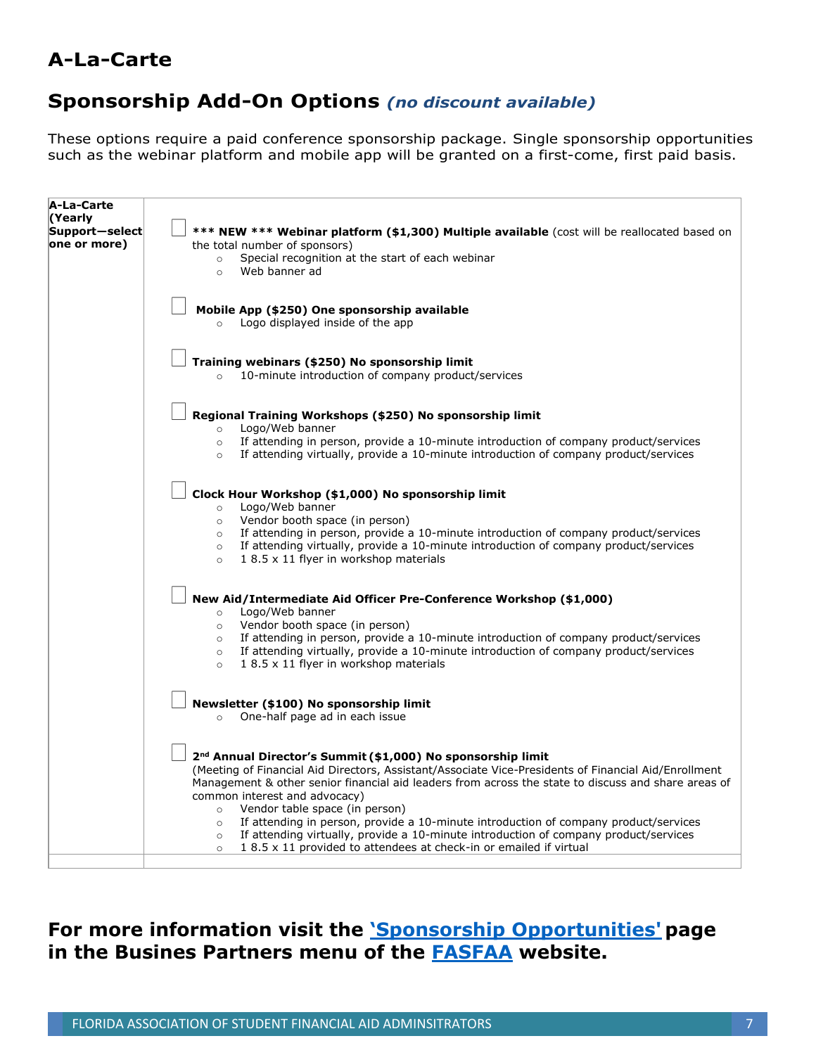# A-La-Carte

## Sponsorship Add-On Options *(no discount available)*

These options require a paid conference sponsorship package. Single sponsorship opportunities such as the webinar platform and mobile app will be granted on a first-come, first paid basis.

| A-La-Carte (Yearly Support—select one or more) | |
|---|---|
| | ☐ **\*\*\* NEW \*\*\* Webinar platform ($1,300) Multiple available** (cost will be reallocated based on the total number of sponsors)<br>○ Special recognition at the start of each webinar<br>○ Web banner ad<br><br>☐ **Mobile App ($250) One sponsorship available**<br>○ Logo displayed inside of the app<br><br>☐ **Training webinars ($250) No sponsorship limit**<br>○ 10-minute introduction of company product/services<br><br>☐ **Regional Training Workshops ($250) No sponsorship limit**<br>○ Logo/Web banner<br>○ If attending in person, provide a 10-minute introduction of company product/services<br>○ If attending virtually, provide a 10-minute introduction of company product/services<br><br>☐ **Clock Hour Workshop ($1,000) No sponsorship limit**<br>○ Logo/Web banner<br>○ Vendor booth space (in person)<br>○ If attending in person, provide a 10-minute introduction of company product/services<br>○ If attending virtually, provide a 10-minute introduction of company product/services<br>○ 1 8.5 x 11 flyer in workshop materials<br><br>☐ **New Aid/Intermediate Aid Officer Pre-Conference Workshop ($1,000)**<br>○ Logo/Web banner<br>○ Vendor booth space (in person)<br>○ If attending in person, provide a 10-minute introduction of company product/services<br>○ If attending virtually, provide a 10-minute introduction of company product/services<br>○ 1 8.5 x 11 flyer in workshop materials<br><br>☐ **Newsletter ($100) No sponsorship limit**<br>○ One-half page ad in each issue<br><br>☐ **2nd Annual Director's Summit ($1,000) No sponsorship limit**<br>(Meeting of Financial Aid Directors, Assistant/Associate Vice-Presidents of Financial Aid/Enrollment Management & other senior financial aid leaders from across the state to discuss and share areas of common interest and advocacy)<br>○ Vendor table space (in person)<br>○ If attending in person, provide a 10-minute introduction of company product/services<br>○ If attending virtually, provide a 10-minute introduction of company product/services<br>○ 1 8.5 x 11 provided to attendees at check-in or emailed if virtual |
| | |

## For more information visit the 'Sponsorship Opportunities' page in the Busines Partners menu of the FASFAA website.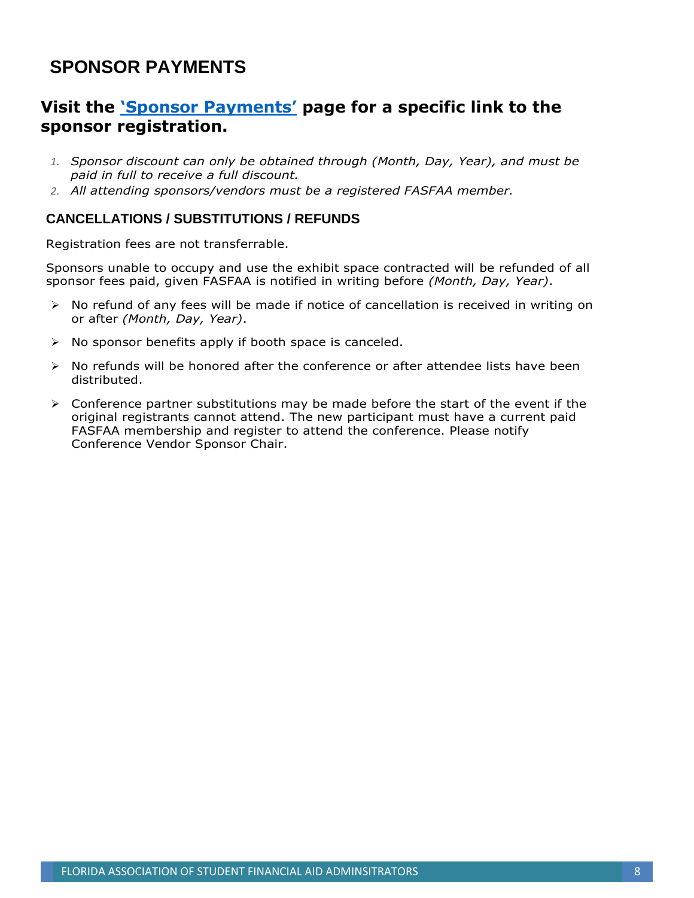# SPONSOR PAYMENTS

## Visit the **'Sponsor Payments'** page for a specific link to the sponsor registration.

1. *Sponsor discount can only be obtained through (Month, Day, Year), and must be paid in full to receive a full discount.*
2. *All attending sponsors/vendors must be a registered FASFAA member.*

### CANCELLATIONS / SUBSTITUTIONS / REFUNDS

Registration fees are not transferrable.

Sponsors unable to occupy and use the exhibit space contracted will be refunded of all sponsor fees paid, given FASFAA is notified in writing before *(Month, Day, Year)*.

- No refund of any fees will be made if notice of cancellation is received in writing on or after *(Month, Day, Year)*.
- No sponsor benefits apply if booth space is canceled.
- No refunds will be honored after the conference or after attendee lists have been distributed.
- Conference partner substitutions may be made before the start of the event if the original registrants cannot attend. The new participant must have a current paid FASFAA membership and register to attend the conference. Please notify Conference Vendor Sponsor Chair.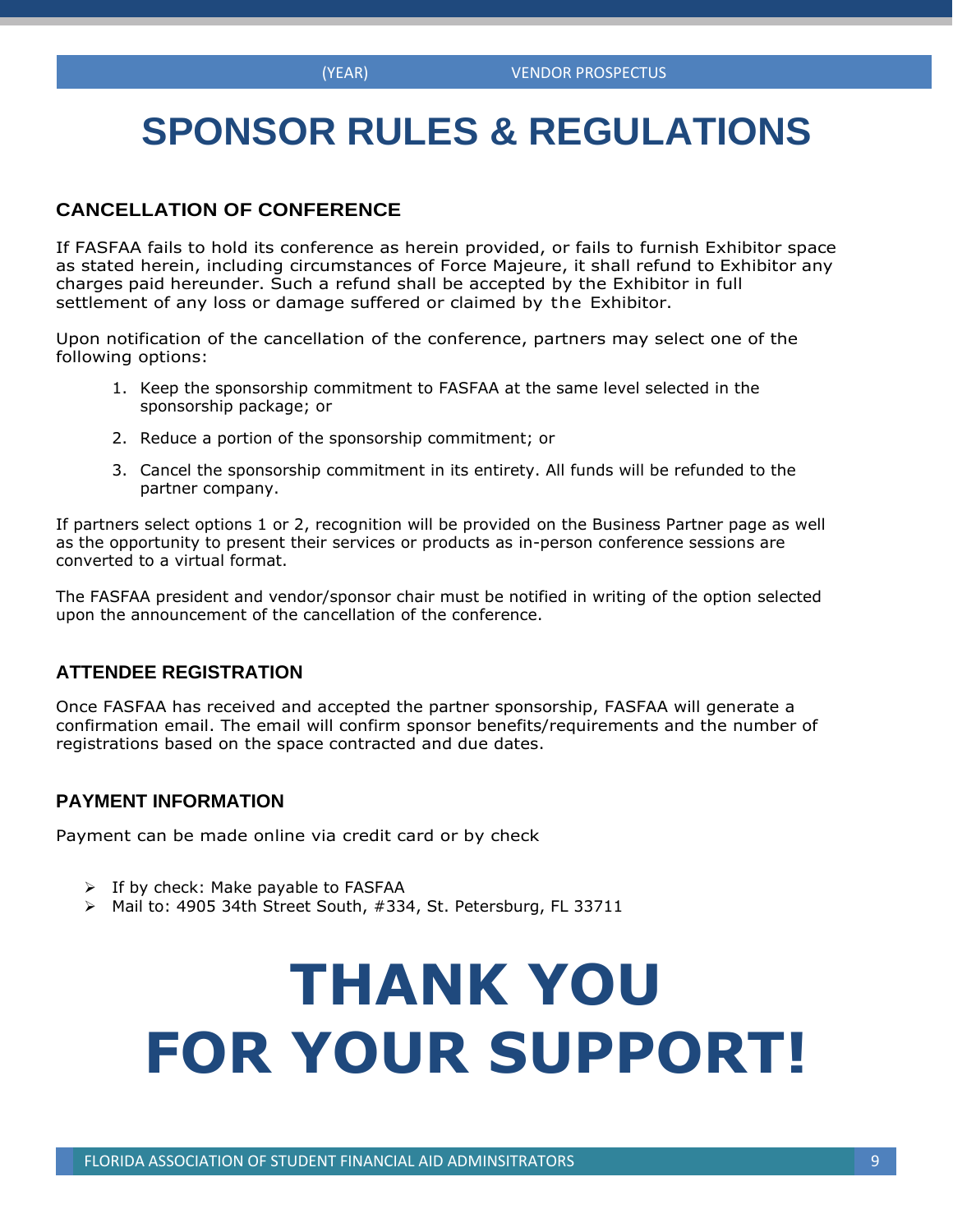# SPONSOR RULES & REGULATIONS

### CANCELLATION OF CONFERENCE

If FASFAA fails to hold its conference as herein provided, or fails to furnish Exhibitor space as stated herein, including circumstances of Force Majeure, it shall refund to Exhibitor any charges paid hereunder. Such a refund shall be accepted by the Exhibitor in full settlement of any loss or damage suffered or claimed by the Exhibitor.

Upon notification of the cancellation of the conference, partners may select one of the following options:

1. Keep the sponsorship commitment to FASFAA at the same level selected in the sponsorship package; or
2. Reduce a portion of the sponsorship commitment; or
3. Cancel the sponsorship commitment in its entirety. All funds will be refunded to the partner company.

If partners select options 1 or 2, recognition will be provided on the Business Partner page as well as the opportunity to present their services or products as in-person conference sessions are converted to a virtual format.

The FASFAA president and vendor/sponsor chair must be notified in writing of the option selected upon the announcement of the cancellation of the conference.

### ATTENDEE REGISTRATION

Once FASFAA has received and accepted the partner sponsorship, FASFAA will generate a confirmation email. The email will confirm sponsor benefits/requirements and the number of registrations based on the space contracted and due dates.

### PAYMENT INFORMATION

Payment can be made online via credit card or by check

- If by check: Make payable to FASFAA
- Mail to: 4905 34th Street South, #334, St. Petersburg, FL 33711

# THANK YOU FOR YOUR SUPPORT!